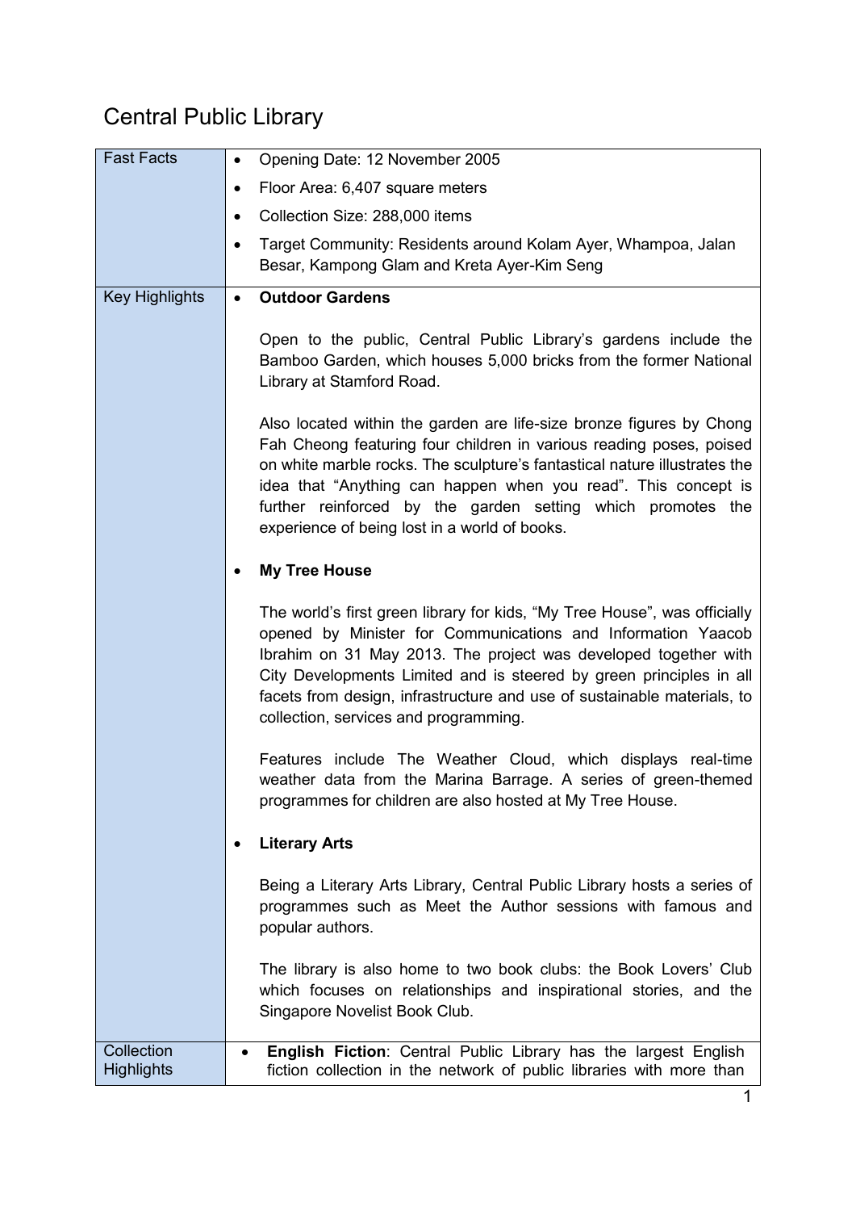# Central Public Library

| | |
|---|---|
| Fast Facts | • Opening Date: 12 November 2005<br>• Floor Area: 6,407 square meters<br>• Collection Size: 288,000 items<br>• Target Community: Residents around Kolam Ayer, Whampoa, Jalan Besar, Kampong Glam and Kreta Ayer-Kim Seng |
| Key Highlights | • **Outdoor Gardens**<br><br>Open to the public, Central Public Library's gardens include the Bamboo Garden, which houses 5,000 bricks from the former National Library at Stamford Road.<br><br>Also located within the garden are life-size bronze figures by Chong Fah Cheong featuring four children in various reading poses, poised on white marble rocks. The sculpture's fantastical nature illustrates the idea that "Anything can happen when you read". This concept is further reinforced by the garden setting which promotes the experience of being lost in a world of books.<br><br>• **My Tree House**<br><br>The world's first green library for kids, "My Tree House", was officially opened by Minister for Communications and Information Yaacob Ibrahim on 31 May 2013. The project was developed together with City Developments Limited and is steered by green principles in all facets from design, infrastructure and use of sustainable materials, to collection, services and programming.<br><br>Features include The Weather Cloud, which displays real-time weather data from the Marina Barrage. A series of green-themed programmes for children are also hosted at My Tree House.<br><br>• **Literary Arts**<br><br>Being a Literary Arts Library, Central Public Library hosts a series of programmes such as Meet the Author sessions with famous and popular authors.<br><br>The library is also home to two book clubs: the Book Lovers' Club which focuses on relationships and inspirational stories, and the Singapore Novelist Book Club. |
| Collection Highlights | • **English Fiction**: Central Public Library has the largest English fiction collection in the network of public libraries with more than |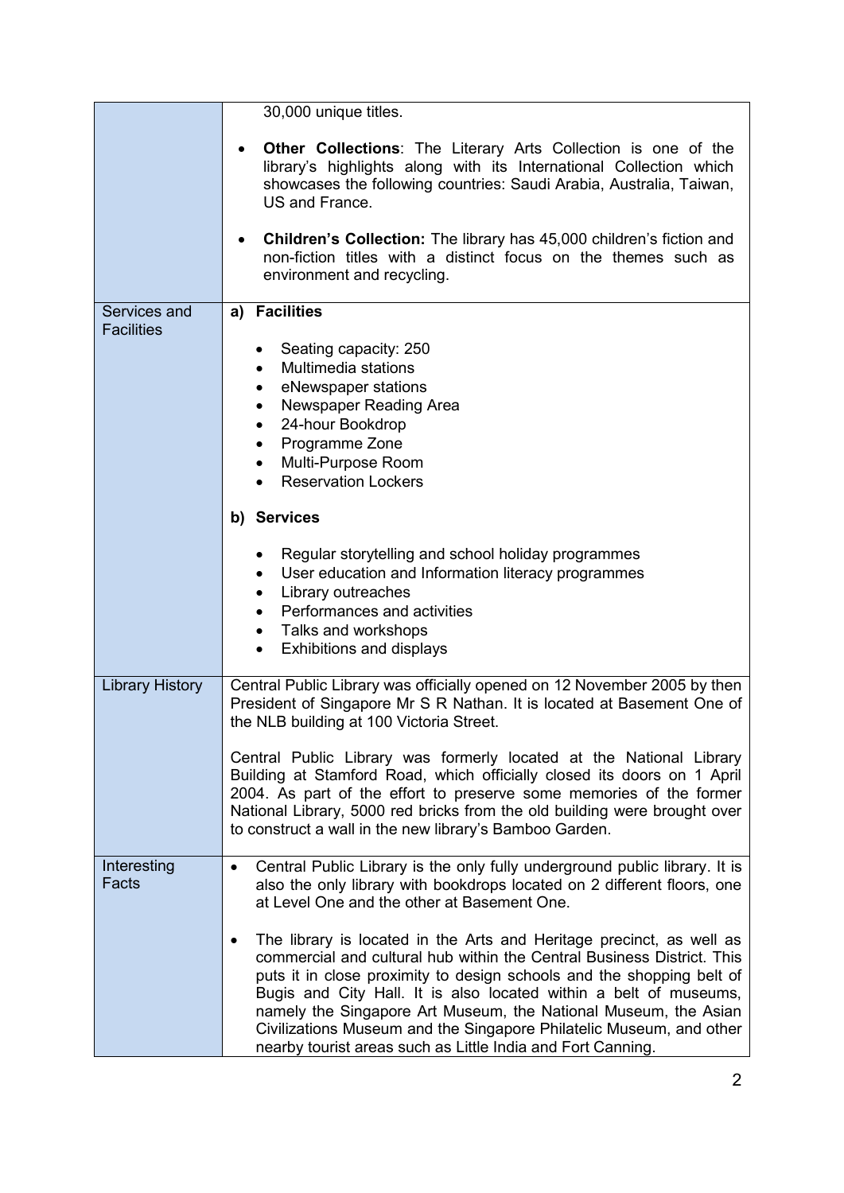| | |
|---|---|
| | 30,000 unique titles.<br><br>• **Other Collections**: The Literary Arts Collection is one of the library's highlights along with its International Collection which showcases the following countries: Saudi Arabia, Australia, Taiwan, US and France.<br><br>• **Children's Collection:** The library has 45,000 children's fiction and non-fiction titles with a distinct focus on the themes such as environment and recycling. |
| Services and Facilities | **a) Facilities**<br><br>• Seating capacity: 250<br>• Multimedia stations<br>• eNewspaper stations<br>• Newspaper Reading Area<br>• 24-hour Bookdrop<br>• Programme Zone<br>• Multi-Purpose Room<br>• Reservation Lockers<br><br>**b) Services**<br><br>• Regular storytelling and school holiday programmes<br>• User education and Information literacy programmes<br>• Library outreaches<br>• Performances and activities<br>• Talks and workshops<br>• Exhibitions and displays |
| Library History | Central Public Library was officially opened on 12 November 2005 by then President of Singapore Mr S R Nathan. It is located at Basement One of the NLB building at 100 Victoria Street.<br><br>Central Public Library was formerly located at the National Library Building at Stamford Road, which officially closed its doors on 1 April 2004. As part of the effort to preserve some memories of the former National Library, 5000 red bricks from the old building were brought over to construct a wall in the new library's Bamboo Garden. |
| Interesting Facts | • Central Public Library is the only fully underground public library. It is also the only library with bookdrops located on 2 different floors, one at Level One and the other at Basement One.<br><br>• The library is located in the Arts and Heritage precinct, as well as commercial and cultural hub within the Central Business District. This puts it in close proximity to design schools and the shopping belt of Bugis and City Hall. It is also located within a belt of museums, namely the Singapore Art Museum, the National Museum, the Asian Civilizations Museum and the Singapore Philatelic Museum, and other nearby tourist areas such as Little India and Fort Canning. |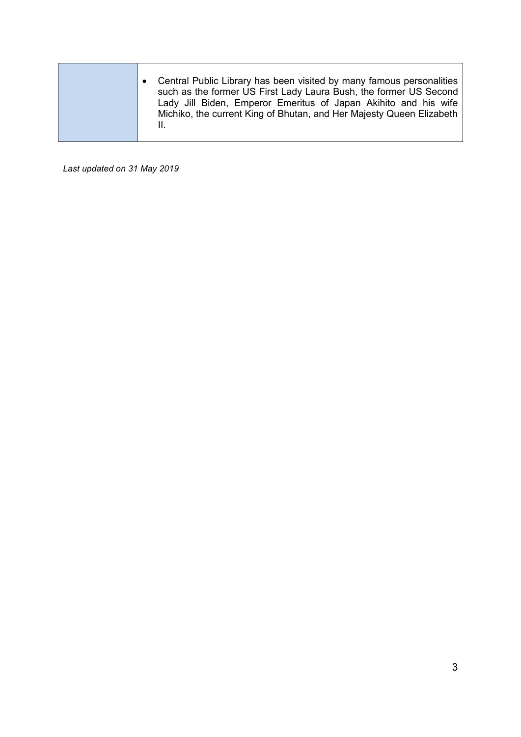| | |
|---|---|
| | • Central Public Library has been visited by many famous personalities such as the former US First Lady Laura Bush, the former US Second Lady Jill Biden, Emperor Emeritus of Japan Akihito and his wife Michiko, the current King of Bhutan, and Her Majesty Queen Elizabeth II. |

*Last updated on 31 May 2019*